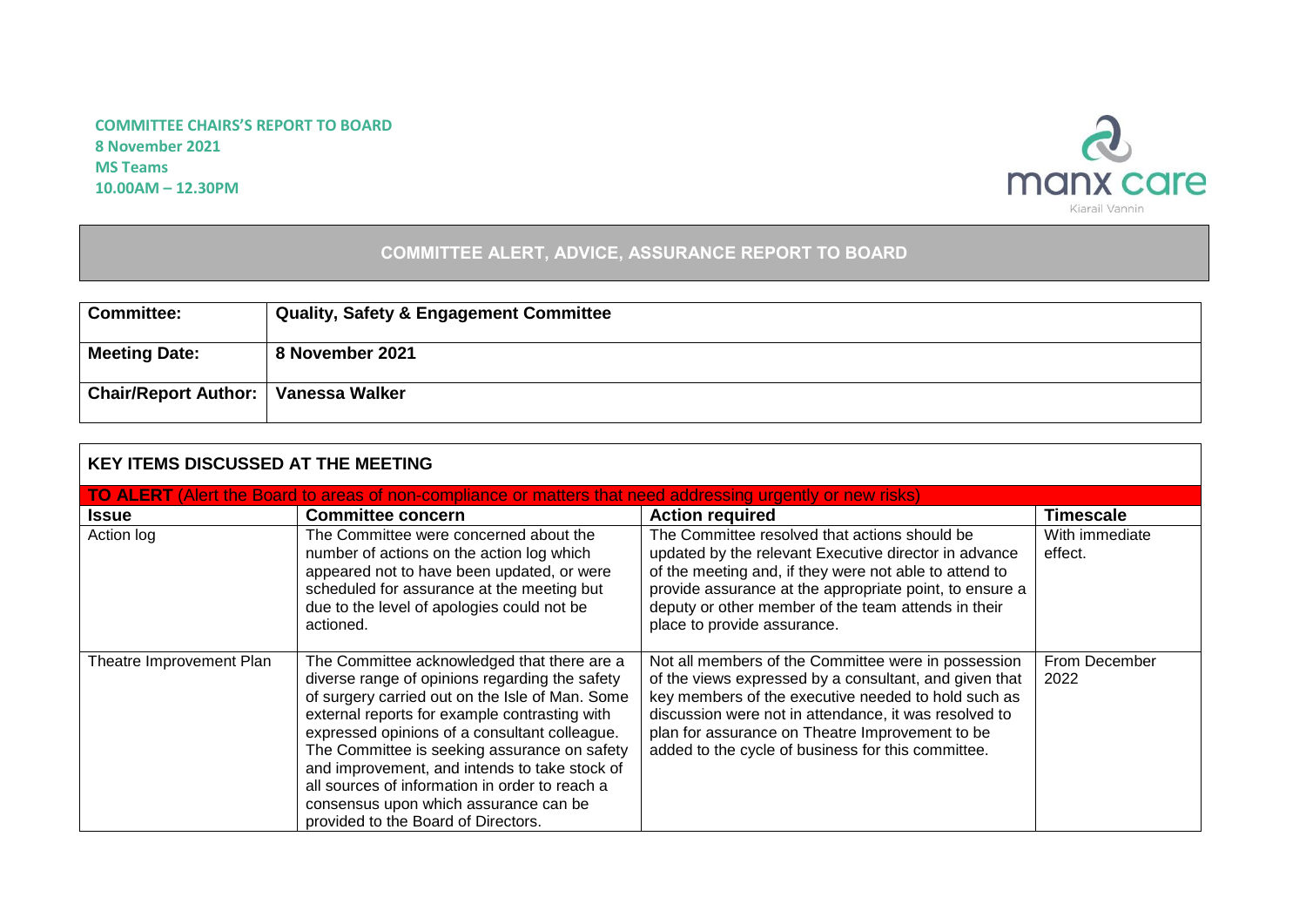**COMMITTEE CHAIRS'S REPORT TO BOARD**
**8 November 2021**
**MS Teams**
**10.00AM – 12.30PM**

manx care
Kiarail Vannin

## COMMITTEE ALERT, ADVICE, ASSURANCE REPORT TO BOARD

| **Committee:** | **Quality, Safety & Engagement Committee** |
|---|---|
| **Meeting Date:** | **8 November 2021** |
| **Chair/Report Author:** | **Vanessa Walker** |

**KEY ITEMS DISCUSSED AT THE MEETING**

**TO ALERT** (Alert the Board to areas of non-compliance or matters that need addressing urgently or new risks)

| **Issue** | **Committee concern** | **Action required** | **Timescale** |
|---|---|---|---|
| Action log | The Committee were concerned about the number of actions on the action log which appeared not to have been updated, or were scheduled for assurance at the meeting but due to the level of apologies could not be actioned. | The Committee resolved that actions should be updated by the relevant Executive director in advance of the meeting and, if they were not able to attend to provide assurance at the appropriate point, to ensure a deputy or other member of the team attends in their place to provide assurance. | With immediate effect. |
| Theatre Improvement Plan | The Committee acknowledged that there are a diverse range of opinions regarding the safety of surgery carried out on the Isle of Man. Some external reports for example contrasting with expressed opinions of a consultant colleague. The Committee is seeking assurance on safety and improvement, and intends to take stock of all sources of information in order to reach a consensus upon which assurance can be provided to the Board of Directors. | Not all members of the Committee were in possession of the views expressed by a consultant, and given that key members of the executive needed to hold such as discussion were not in attendance, it was resolved to plan for assurance on Theatre Improvement to be added to the cycle of business for this committee. | From December 2022 |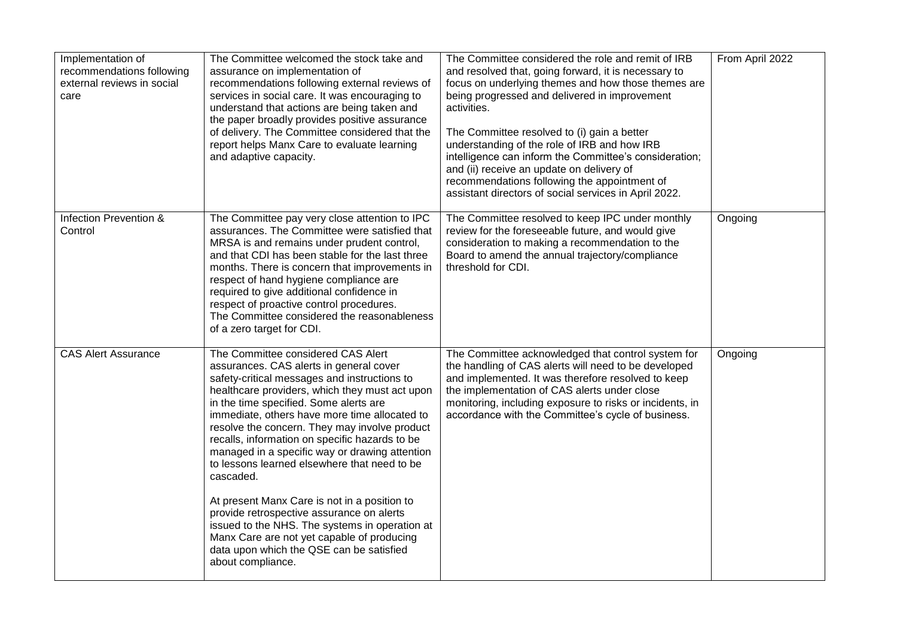| | | | |
|---|---|---|---|
| Implementation of recommendations following external reviews in social care | The Committee welcomed the stock take and assurance on implementation of recommendations following external reviews of services in social care. It was encouraging to understand that actions are being taken and the paper broadly provides positive assurance of delivery. The Committee considered that the report helps Manx Care to evaluate learning and adaptive capacity. | The Committee considered the role and remit of IRB and resolved that, going forward, it is necessary to focus on underlying themes and how those themes are being progressed and delivered in improvement activities.<br><br>The Committee resolved to (i) gain a better understanding of the role of IRB and how IRB intelligence can inform the Committee's consideration; and (ii) receive an update on delivery of recommendations following the appointment of assistant directors of social services in April 2022. | From April 2022 |
| Infection Prevention & Control | The Committee pay very close attention to IPC assurances. The Committee were satisfied that MRSA is and remains under prudent control, and that CDI has been stable for the last three months. There is concern that improvements in respect of hand hygiene compliance are required to give additional confidence in respect of proactive control procedures. The Committee considered the reasonableness of a zero target for CDI. | The Committee resolved to keep IPC under monthly review for the foreseeable future, and would give consideration to making a recommendation to the Board to amend the annual trajectory/compliance threshold for CDI. | Ongoing |
| CAS Alert Assurance | The Committee considered CAS Alert assurances. CAS alerts in general cover safety-critical messages and instructions to healthcare providers, which they must act upon in the time specified. Some alerts are immediate, others have more time allocated to resolve the concern. They may involve product recalls, information on specific hazards to be managed in a specific way or drawing attention to lessons learned elsewhere that need to be cascaded.<br><br>At present Manx Care is not in a position to provide retrospective assurance on alerts issued to the NHS. The systems in operation at Manx Care are not yet capable of producing data upon which the QSE can be satisfied about compliance. | The Committee acknowledged that control system for the handling of CAS alerts will need to be developed and implemented. It was therefore resolved to keep the implementation of CAS alerts under close monitoring, including exposure to risks or incidents, in accordance with the Committee's cycle of business. | Ongoing |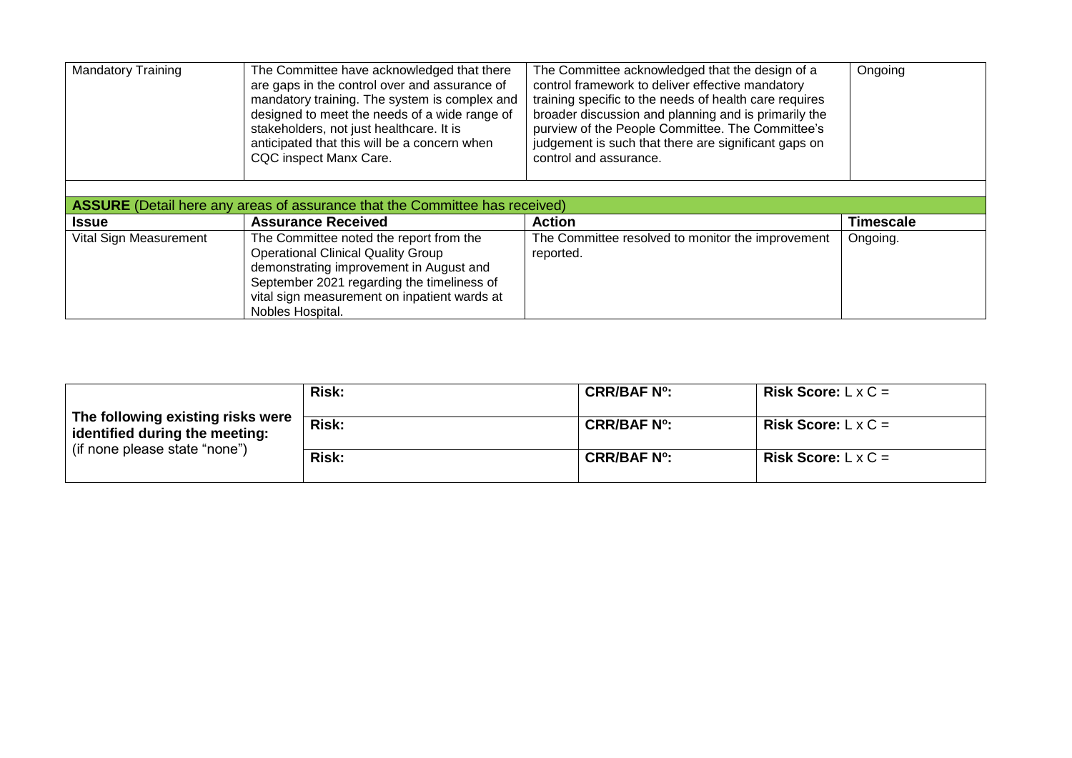| | | | |
|---|---|---|---|
| Mandatory Training | The Committee have acknowledged that there are gaps in the control over and assurance of mandatory training. The system is complex and designed to meet the needs of a wide range of stakeholders, not just healthcare. It is anticipated that this will be a concern when CQC inspect Manx Care. | The Committee acknowledged that the design of a control framework to deliver effective mandatory training specific to the needs of health care requires broader discussion and planning and is primarily the purview of the People Committee. The Committee's judgement is such that there are significant gaps on control and assurance. | Ongoing |

**ASSURE** (Detail here any areas of assurance that the Committee has received)

| **Issue** | **Assurance Received** | **Action** | **Timescale** |
|---|---|---|---|
| Vital Sign Measurement | The Committee noted the report from the Operational Clinical Quality Group demonstrating improvement in August and September 2021 regarding the timeliness of vital sign measurement on inpatient wards at Nobles Hospital. | The Committee resolved to monitor the improvement reported. | Ongoing. |

| | | | |
|---|---|---|---|
| **The following existing risks were identified during the meeting:** (if none please state "none") | **Risk:** | **CRR/BAF Nº:** | **Risk Score:** L x C = |
| | **Risk:** | **CRR/BAF Nº:** | **Risk Score:** L x C = |
| | **Risk:** | **CRR/BAF Nº:** | **Risk Score:** L x C = |